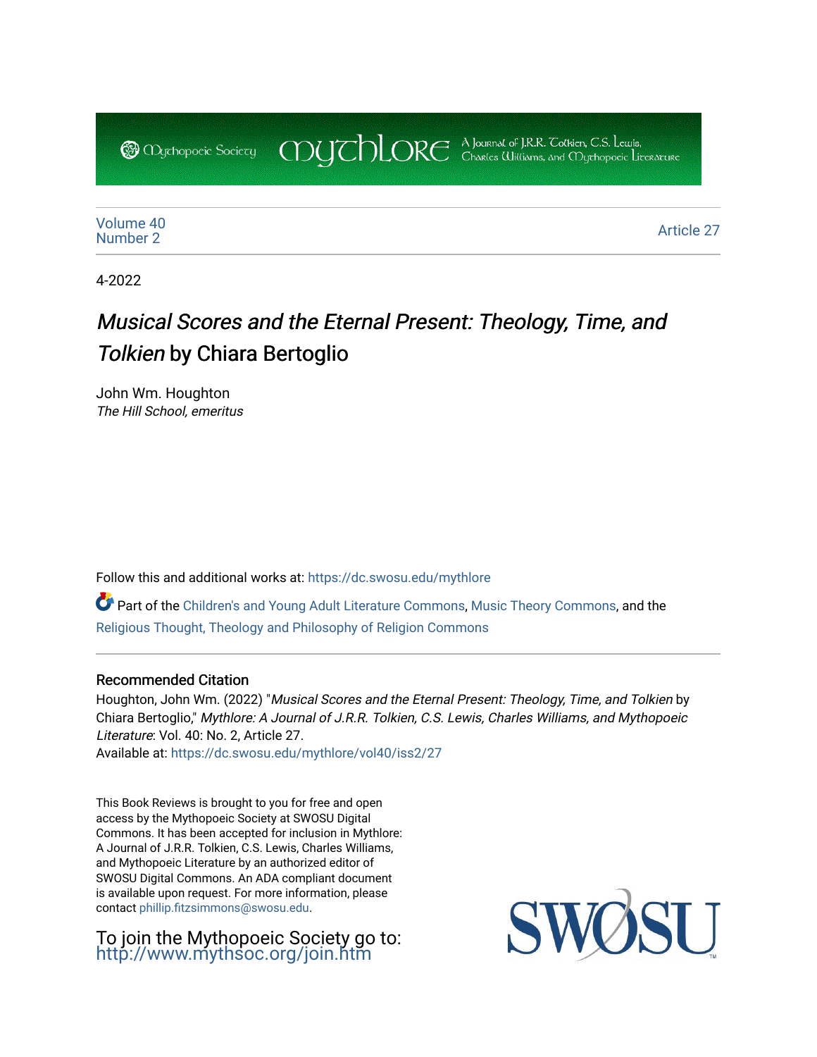Mythopoeic Society | Mythlore | A Journal of J.R.R. Tolkien, C.S. Lewis, Charles Williams, and Mythopoeic Literature

Volume 40
Number 2

Article 27

4-2022

# *Musical Scores and the Eternal Present: Theology, Time, and Tolkien* by Chiara Bertoglio

John Wm. Houghton
*The Hill School, emeritus*

Follow this and additional works at: https://dc.swosu.edu/mythlore

Part of the Children's and Young Adult Literature Commons, Music Theory Commons, and the Religious Thought, Theology and Philosophy of Religion Commons

## Recommended Citation

Houghton, John Wm. (2022) "*Musical Scores and the Eternal Present: Theology, Time, and Tolkien* by Chiara Bertoglio," *Mythlore: A Journal of J.R.R. Tolkien, C.S. Lewis, Charles Williams, and Mythopoeic Literature*: Vol. 40: No. 2, Article 27.
Available at: https://dc.swosu.edu/mythlore/vol40/iss2/27

This Book Reviews is brought to you for free and open access by the Mythopoeic Society at SWOSU Digital Commons. It has been accepted for inclusion in Mythlore: A Journal of J.R.R. Tolkien, C.S. Lewis, Charles Williams, and Mythopoeic Literature by an authorized editor of SWOSU Digital Commons. An ADA compliant document is available upon request. For more information, please contact phillip.fitzsimmons@swosu.edu.

To join the Mythopoeic Society go to: http://www.mythsoc.org/join.htm

SWOSU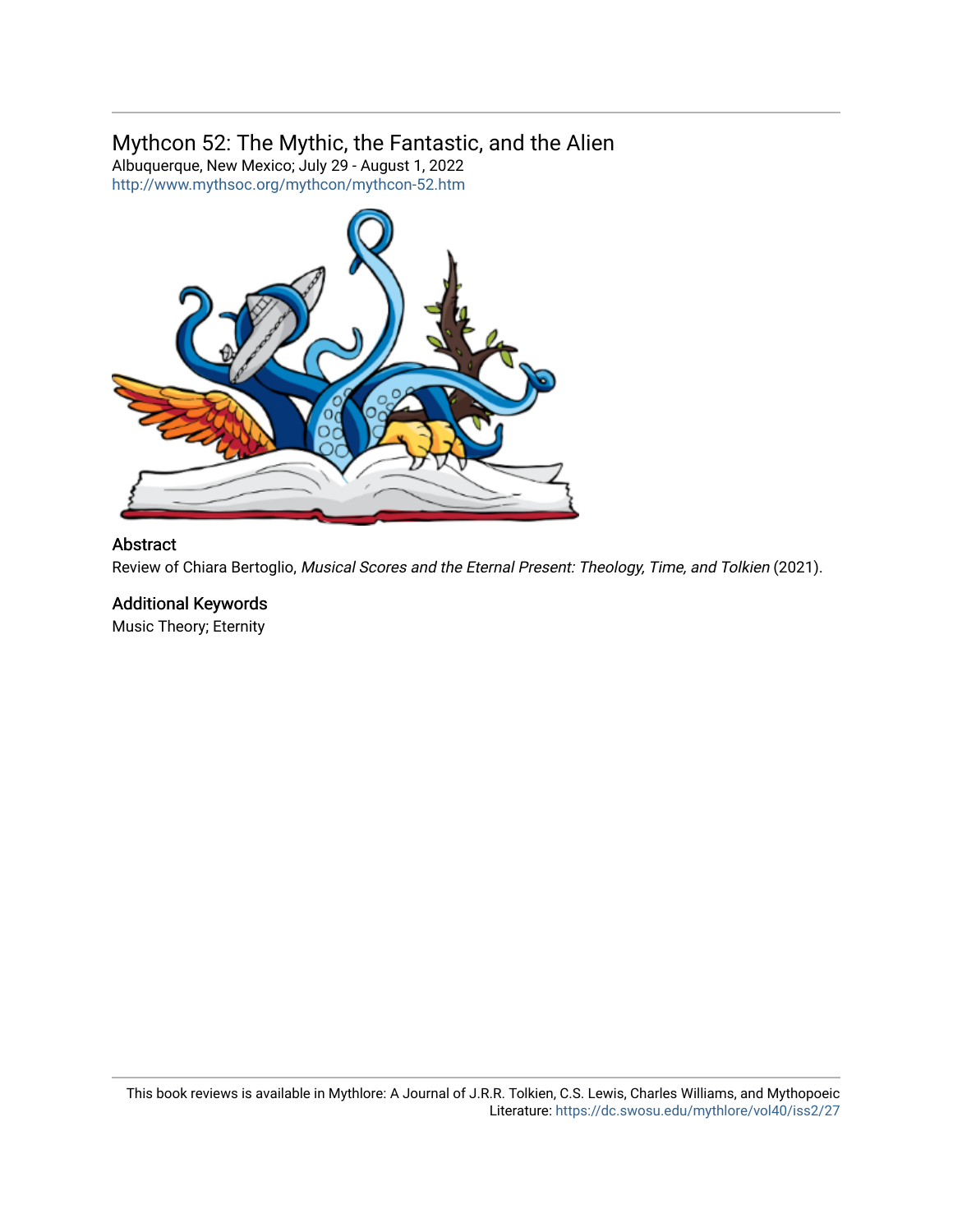# Mythcon 52: The Mythic, the Fantastic, and the Alien

Albuquerque, New Mexico; July 29 - August 1, 2022

http://www.mythsoc.org/mythcon/mythcon-52.htm

## Abstract

Review of Chiara Bertoglio, *Musical Scores and the Eternal Present: Theology, Time, and Tolkien* (2021).

## Additional Keywords

Music Theory; Eternity

This book reviews is available in Mythlore: A Journal of J.R.R. Tolkien, C.S. Lewis, Charles Williams, and Mythopoeic Literature: https://dc.swosu.edu/mythlore/vol40/iss2/27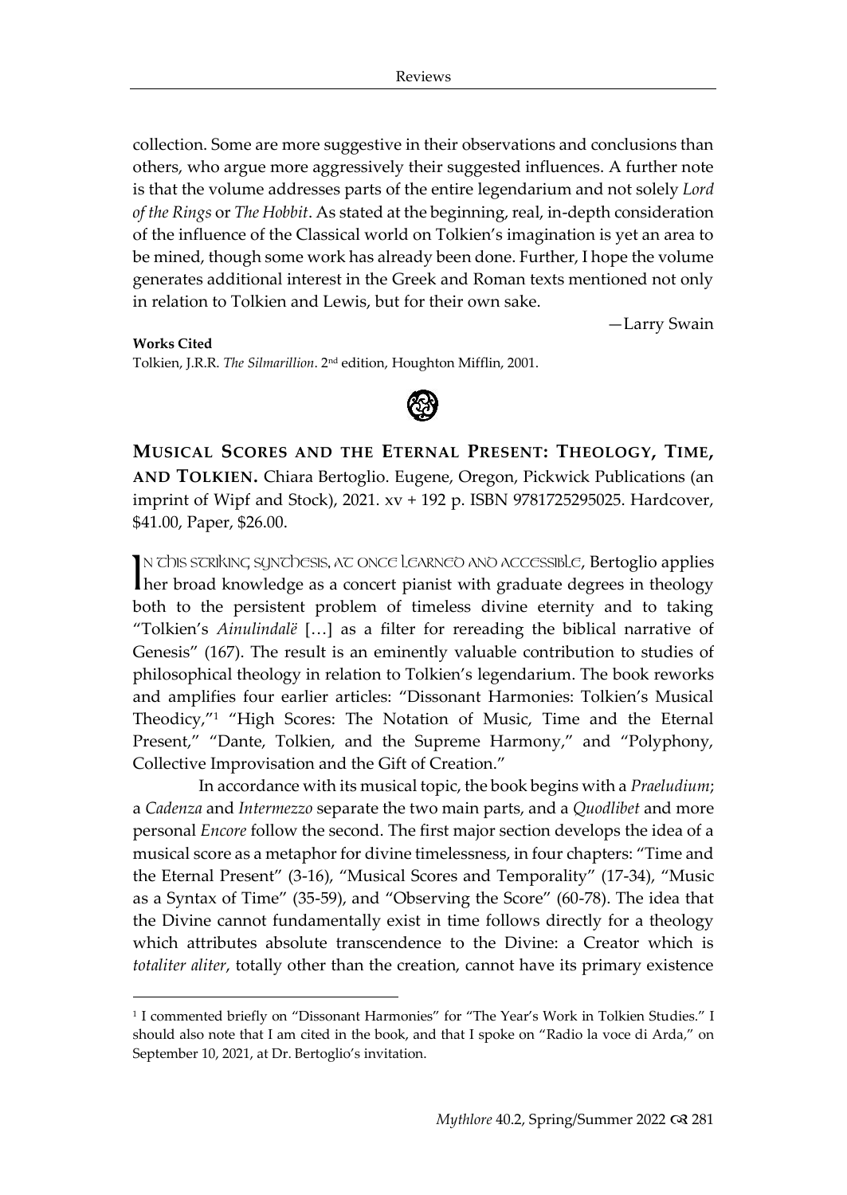collection. Some are more suggestive in their observations and conclusions than others, who argue more aggressively their suggested influences. A further note is that the volume addresses parts of the entire legendarium and not solely *Lord of the Rings* or *The Hobbit*. As stated at the beginning, real, in-depth consideration of the influence of the Classical world on Tolkien's imagination is yet an area to be mined, though some work has already been done. Further, I hope the volume generates additional interest in the Greek and Roman texts mentioned not only in relation to Tolkien and Lewis, but for their own sake.

—Larry Swain

**Works Cited**

Tolkien, J.R.R. *The Silmarillion*. 2nd edition, Houghton Mifflin, 2001.

**MUSICAL SCORES AND THE ETERNAL PRESENT: THEOLOGY, TIME, AND TOLKIEN.** Chiara Bertoglio. Eugene, Oregon, Pickwick Publications (an imprint of Wipf and Stock), 2021. xv + 192 p. ISBN 9781725295025. Hardcover, $41.00, Paper, $26.00.

IN THIS STRIKING SYNTHESIS, AT ONCE LEARNED AND ACCESSIBLE, Bertoglio applies her broad knowledge as a concert pianist with graduate degrees in theology both to the persistent problem of timeless divine eternity and to taking "Tolkien's *Ainulindalë* […] as a filter for rereading the biblical narrative of Genesis" (167). The result is an eminently valuable contribution to studies of philosophical theology in relation to Tolkien's legendarium. The book reworks and amplifies four earlier articles: "Dissonant Harmonies: Tolkien's Musical Theodicy,"[1] "High Scores: The Notation of Music, Time and the Eternal Present," "Dante, Tolkien, and the Supreme Harmony," and "Polyphony, Collective Improvisation and the Gift of Creation."

In accordance with its musical topic, the book begins with a *Praeludium*; a *Cadenza* and *Intermezzo* separate the two main parts, and a *Quodlibet* and more personal *Encore* follow the second. The first major section develops the idea of a musical score as a metaphor for divine timelessness, in four chapters: "Time and the Eternal Present" (3-16), "Musical Scores and Temporality" (17-34), "Music as a Syntax of Time" (35-59), and "Observing the Score" (60-78). The idea that the Divine cannot fundamentally exist in time follows directly for a theology which attributes absolute transcendence to the Divine: a Creator which is *totaliter aliter*, totally other than the creation, cannot have its primary existence

[1] I commented briefly on "Dissonant Harmonies" for "The Year's Work in Tolkien Studies." I should also note that I am cited in the book, and that I spoke on "Radio la voce di Arda," on September 10, 2021, at Dr. Bertoglio's invitation.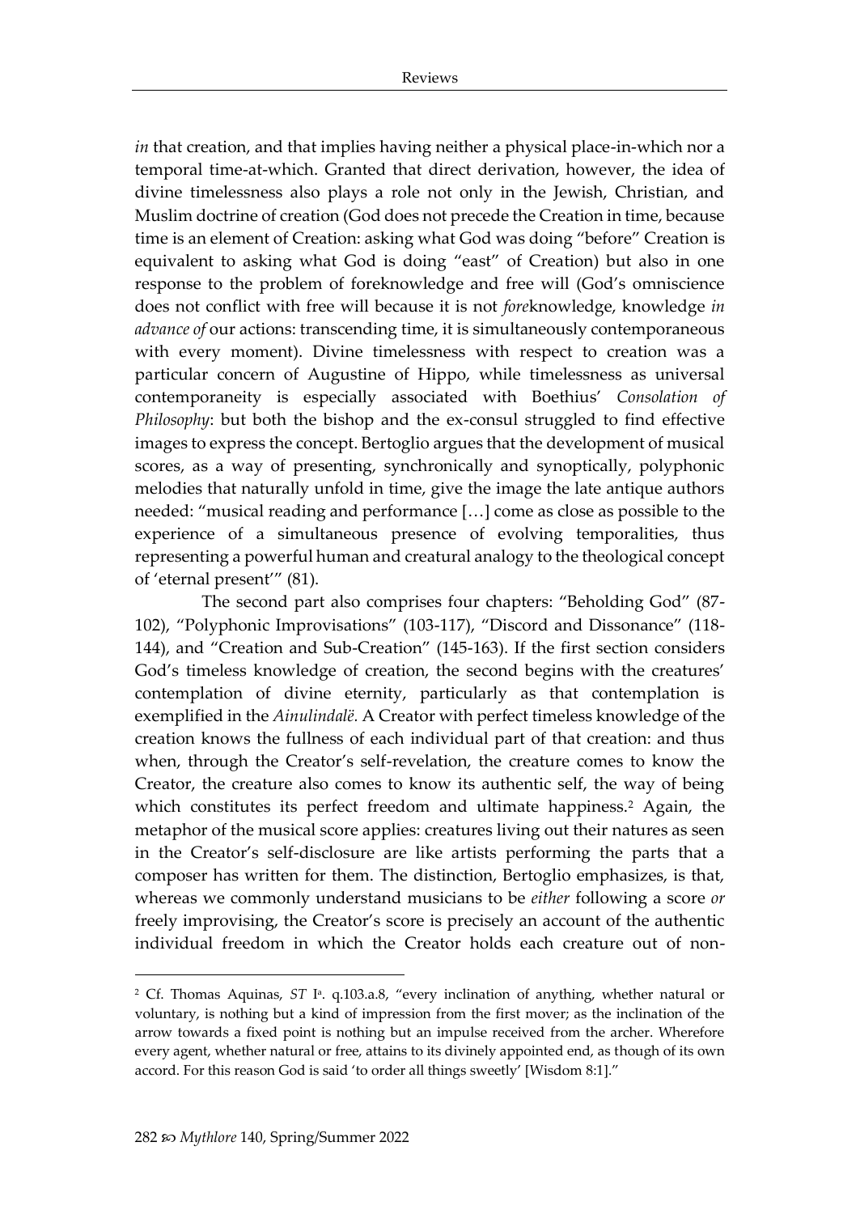*in* that creation, and that implies having neither a physical place-in-which nor a temporal time-at-which. Granted that direct derivation, however, the idea of divine timelessness also plays a role not only in the Jewish, Christian, and Muslim doctrine of creation (God does not precede the Creation in time, because time is an element of Creation: asking what God was doing "before" Creation is equivalent to asking what God is doing "east" of Creation) but also in one response to the problem of foreknowledge and free will (God's omniscience does not conflict with free will because it is not *fore*knowledge, knowledge *in advance of* our actions: transcending time, it is simultaneously contemporaneous with every moment). Divine timelessness with respect to creation was a particular concern of Augustine of Hippo, while timelessness as universal contemporaneity is especially associated with Boethius' *Consolation of Philosophy*: but both the bishop and the ex-consul struggled to find effective images to express the concept. Bertoglio argues that the development of musical scores, as a way of presenting, synchronically and synoptically, polyphonic melodies that naturally unfold in time, give the image the late antique authors needed: "musical reading and performance […] come as close as possible to the experience of a simultaneous presence of evolving temporalities, thus representing a powerful human and creatural analogy to the theological concept of 'eternal present'" (81).

The second part also comprises four chapters: "Beholding God" (87-102), "Polyphonic Improvisations" (103-117), "Discord and Dissonance" (118-144), and "Creation and Sub-Creation" (145-163). If the first section considers God's timeless knowledge of creation, the second begins with the creatures' contemplation of divine eternity, particularly as that contemplation is exemplified in the *Ainulindalë.* A Creator with perfect timeless knowledge of the creation knows the fullness of each individual part of that creation: and thus when, through the Creator's self-revelation, the creature comes to know the Creator, the creature also comes to know its authentic self, the way of being which constitutes its perfect freedom and ultimate happiness.[2] Again, the metaphor of the musical score applies: creatures living out their natures as seen in the Creator's self-disclosure are like artists performing the parts that a composer has written for them. The distinction, Bertoglio emphasizes, is that, whereas we commonly understand musicians to be *either* following a score *or* freely improvising, the Creator's score is precisely an account of the authentic individual freedom in which the Creator holds each creature out of non-

---

[2] Cf. Thomas Aquinas, *ST* I$^{a}$. q.103.a.8, "every inclination of anything, whether natural or voluntary, is nothing but a kind of impression from the first mover; as the inclination of the arrow towards a fixed point is nothing but an impulse received from the archer. Wherefore every agent, whether natural or free, attains to its divinely appointed end, as though of its own accord. For this reason God is said 'to order all things sweetly' [Wisdom 8:1]."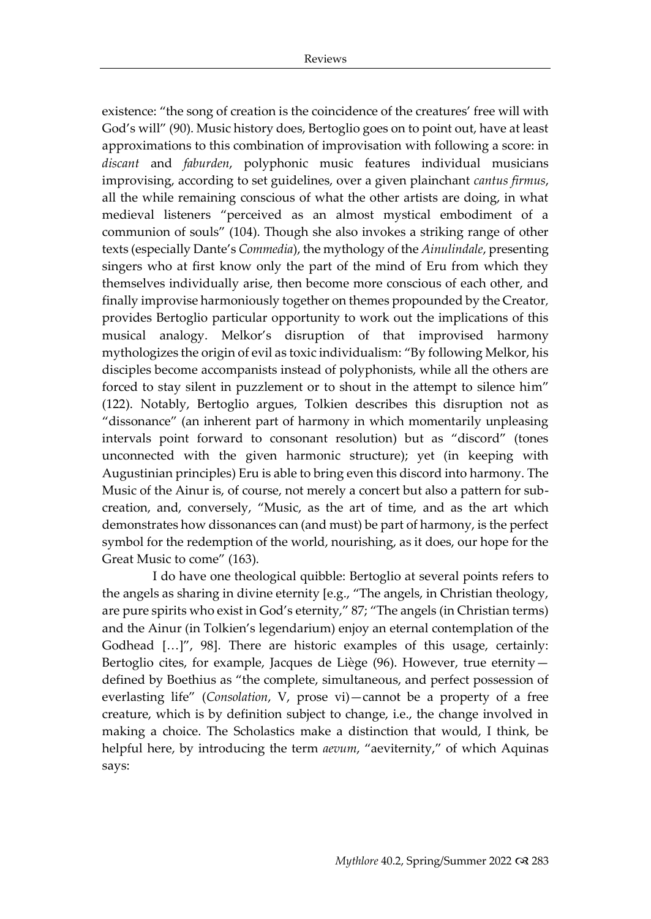existence: "the song of creation is the coincidence of the creatures' free will with God's will" (90). Music history does, Bertoglio goes on to point out, have at least approximations to this combination of improvisation with following a score: in *discant* and *faburden*, polyphonic music features individual musicians improvising, according to set guidelines, over a given plainchant *cantus firmus*, all the while remaining conscious of what the other artists are doing, in what medieval listeners "perceived as an almost mystical embodiment of a communion of souls" (104). Though she also invokes a striking range of other texts (especially Dante's *Commedia*), the mythology of the *Ainulindale*, presenting singers who at first know only the part of the mind of Eru from which they themselves individually arise, then become more conscious of each other, and finally improvise harmoniously together on themes propounded by the Creator, provides Bertoglio particular opportunity to work out the implications of this musical analogy. Melkor's disruption of that improvised harmony mythologizes the origin of evil as toxic individualism: "By following Melkor, his disciples become accompanists instead of polyphonists, while all the others are forced to stay silent in puzzlement or to shout in the attempt to silence him" (122). Notably, Bertoglio argues, Tolkien describes this disruption not as "dissonance" (an inherent part of harmony in which momentarily unpleasing intervals point forward to consonant resolution) but as "discord" (tones unconnected with the given harmonic structure); yet (in keeping with Augustinian principles) Eru is able to bring even this discord into harmony. The Music of the Ainur is, of course, not merely a concert but also a pattern for sub-creation, and, conversely, "Music, as the art of time, and as the art which demonstrates how dissonances can (and must) be part of harmony, is the perfect symbol for the redemption of the world, nourishing, as it does, our hope for the Great Music to come" (163).

I do have one theological quibble: Bertoglio at several points refers to the angels as sharing in divine eternity [e.g., "The angels, in Christian theology, are pure spirits who exist in God's eternity," 87; "The angels (in Christian terms) and the Ainur (in Tolkien's legendarium) enjoy an eternal contemplation of the Godhead […]", 98]. There are historic examples of this usage, certainly: Bertoglio cites, for example, Jacques de Liège (96). However, true eternity—defined by Boethius as "the complete, simultaneous, and perfect possession of everlasting life" (*Consolation*, V, prose vi)—cannot be a property of a free creature, which is by definition subject to change, i.e., the change involved in making a choice. The Scholastics make a distinction that would, I think, be helpful here, by introducing the term *aevum*, "aeviternity," of which Aquinas says: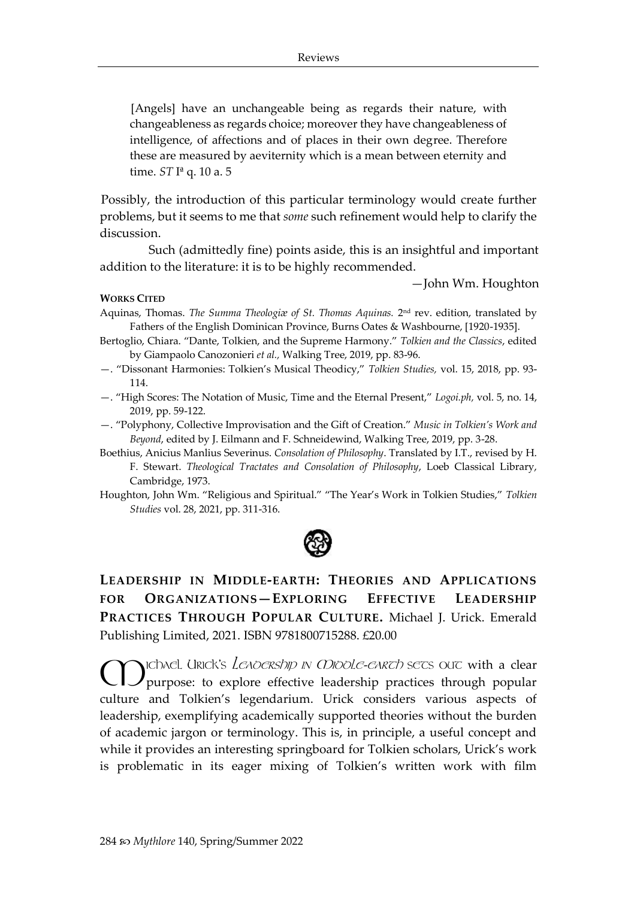> [Angels] have an unchangeable being as regards their nature, with changeableness as regards choice; moreover they have changeableness of intelligence, of affections and of places in their own degree. Therefore these are measured by aeviternity which is a mean between eternity and time. *ST* Iª q. 10 a. 5

Possibly, the introduction of this particular terminology would create further problems, but it seems to me that *some* such refinement would help to clarify the discussion.

Such (admittedly fine) points aside, this is an insightful and important addition to the literature: it is to be highly recommended.

—John Wm. Houghton

**WORKS CITED**

Aquinas, Thomas. *The Summa Theologiæ of St. Thomas Aquinas.* 2nd rev. edition, translated by Fathers of the English Dominican Province, Burns Oates & Washbourne, [1920-1935].

Bertoglio, Chiara. "Dante, Tolkien, and the Supreme Harmony." *Tolkien and the Classics*, edited by Giampaolo Canozonieri *et al.,* Walking Tree, 2019, pp. 83-96.

—. "Dissonant Harmonies: Tolkien's Musical Theodicy," *Tolkien Studies,* vol. 15, 2018, pp. 93-114.

—. "High Scores: The Notation of Music, Time and the Eternal Present," *Logoi.ph,* vol. 5, no. 14, 2019, pp. 59-122.

—. "Polyphony, Collective Improvisation and the Gift of Creation." *Music in Tolkien's Work and Beyond*, edited by J. Eilmann and F. Schneidewind, Walking Tree, 2019, pp. 3-28.

Boethius, Anicius Manlius Severinus. *Consolation of Philosophy*. Translated by I.T., revised by H. F. Stewart. *Theological Tractates and Consolation of Philosophy*, Loeb Classical Library, Cambridge, 1973.

Houghton, John Wm. "Religious and Spiritual." "The Year's Work in Tolkien Studies," *Tolkien Studies* vol. 28, 2021, pp. 311-316.

## LEADERSHIP IN MIDDLE-EARTH: THEORIES AND APPLICATIONS FOR ORGANIZATIONS—EXPLORING EFFECTIVE LEADERSHIP PRACTICES THROUGH POPULAR CULTURE.

Michael J. Urick. Emerald Publishing Limited, 2021. ISBN 9781800715288. £20.00

MICHAEL URICK'S *LEADERSHIP IN MIDDLE-EARTH* SETS OUT with a clear purpose: to explore effective leadership practices through popular culture and Tolkien's legendarium. Urick considers various aspects of leadership, exemplifying academically supported theories without the burden of academic jargon or terminology. This is, in principle, a useful concept and while it provides an interesting springboard for Tolkien scholars, Urick's work is problematic in its eager mixing of Tolkien's written work with film